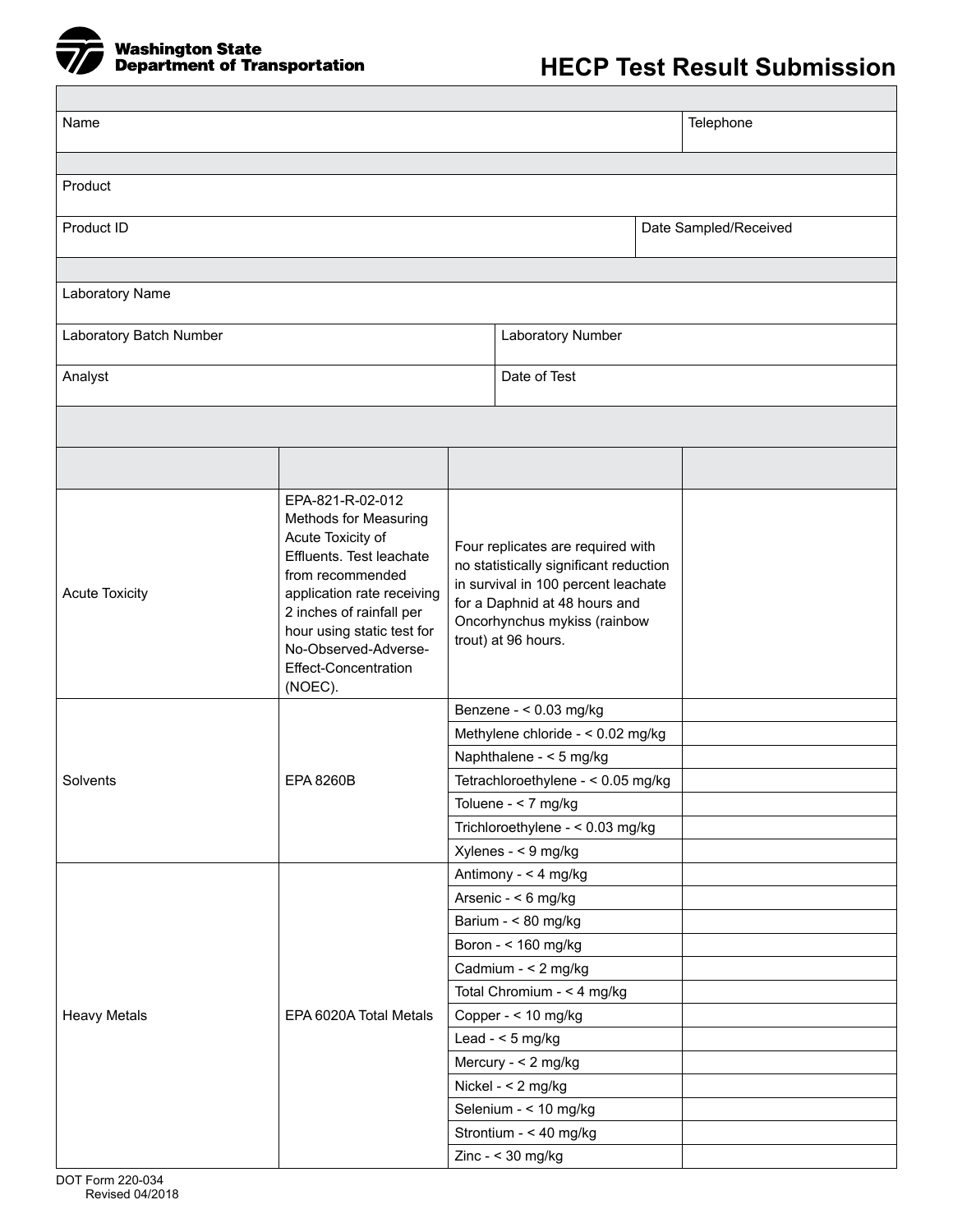Washington State Department of Transportation

# HECP Test Result Submission

| | |
|---|---|
| Name | Telephone |

| | |
|---|---|
| Product | |
| Product ID | Date Sampled/Received |

| | |
|---|---|
| Laboratory Name | |
| Laboratory Batch Number | Laboratory Number |
| Analyst | Date of Test |

| | | | |
|---|---|---|---|
| Acute Toxicity | EPA-821-R-02-012 Methods for Measuring Acute Toxicity of Effluents. Test leachate from recommended application rate receiving 2 inches of rainfall per hour using static test for No-Observed-Adverse-Effect-Concentration (NOEC). | Four replicates are required with no statistically significant reduction in survival in 100 percent leachate for a Daphnid at 48 hours and Oncorhynchus mykiss (rainbow trout) at 96 hours. | |
| Solvents | EPA 8260B | Benzene - < 0.03 mg/kg | |
| | | Methylene chloride - < 0.02 mg/kg | |
| | | Naphthalene - < 5 mg/kg | |
| | | Tetrachloroethylene - < 0.05 mg/kg | |
| | | Toluene - < 7 mg/kg | |
| | | Trichloroethylene - < 0.03 mg/kg | |
| | | Xylenes - < 9 mg/kg | |
| Heavy Metals | EPA 6020A Total Metals | Antimony - < 4 mg/kg | |
| | | Arsenic - < 6 mg/kg | |
| | | Barium - < 80 mg/kg | |
| | | Boron - < 160 mg/kg | |
| | | Cadmium - < 2 mg/kg | |
| | | Total Chromium - < 4 mg/kg | |
| | | Copper - < 10 mg/kg | |
| | | Lead - < 5 mg/kg | |
| | | Mercury - < 2 mg/kg | |
| | | Nickel - < 2 mg/kg | |
| | | Selenium - < 10 mg/kg | |
| | | Strontium - < 40 mg/kg | |
| | | Zinc - < 30 mg/kg | |

DOT Form 220-034
Revised 04/2018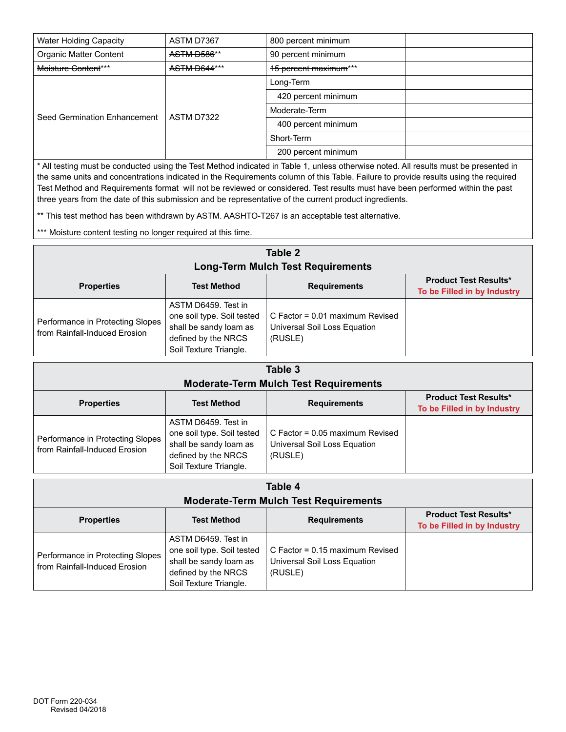| | | | |
|---|---|---|---|
| Water Holding Capacity | ASTM D7367 | 800 percent minimum | |
| Organic Matter Content | ~~ASTM D586~~** | 90 percent minimum | |
| ~~Moisture Content~~*** | ~~ASTM D644~~*** | ~~15 percent maximum~~*** | |
| Seed Germination Enhancement | ASTM D7322 | Long-Term | |
| | | 420 percent minimum | |
| | | Moderate-Term | |
| | | 400 percent minimum | |
| | | Short-Term | |
| | | 200 percent minimum | |

* All testing must be conducted using the Test Method indicated in Table 1, unless otherwise noted. All results must be presented in the same units and concentrations indicated in the Requirements column of this Table. Failure to provide results using the required Test Method and Requirements format will not be reviewed or considered. Test results must have been performed within the past three years from the date of this submission and be representative of the current product ingredients.

** This test method has been withdrawn by ASTM. AASHTO-T267 is an acceptable test alternative.

*** Moisture content testing no longer required at this time.

**Table 2**
**Long-Term Mulch Test Requirements**

| Properties | Test Method | Requirements | Product Test Results* To be Filled in by Industry |
|---|---|---|---|
| Performance in Protecting Slopes from Rainfall-Induced Erosion | ASTM D6459. Test in one soil type. Soil tested shall be sandy loam as defined by the NRCS Soil Texture Triangle. | C Factor = 0.01 maximum Revised Universal Soil Loss Equation (RUSLE) | |

**Table 3**
**Moderate-Term Mulch Test Requirements**

| Properties | Test Method | Requirements | Product Test Results* To be Filled in by Industry |
|---|---|---|---|
| Performance in Protecting Slopes from Rainfall-Induced Erosion | ASTM D6459. Test in one soil type. Soil tested shall be sandy loam as defined by the NRCS Soil Texture Triangle. | C Factor = 0.05 maximum Revised Universal Soil Loss Equation (RUSLE) | |

**Table 4**
**Moderate-Term Mulch Test Requirements**

| Properties | Test Method | Requirements | Product Test Results* To be Filled in by Industry |
|---|---|---|---|
| Performance in Protecting Slopes from Rainfall-Induced Erosion | ASTM D6459. Test in one soil type. Soil tested shall be sandy loam as defined by the NRCS Soil Texture Triangle. | C Factor = 0.15 maximum Revised Universal Soil Loss Equation (RUSLE) | |

DOT Form 220-034
Revised 04/2018